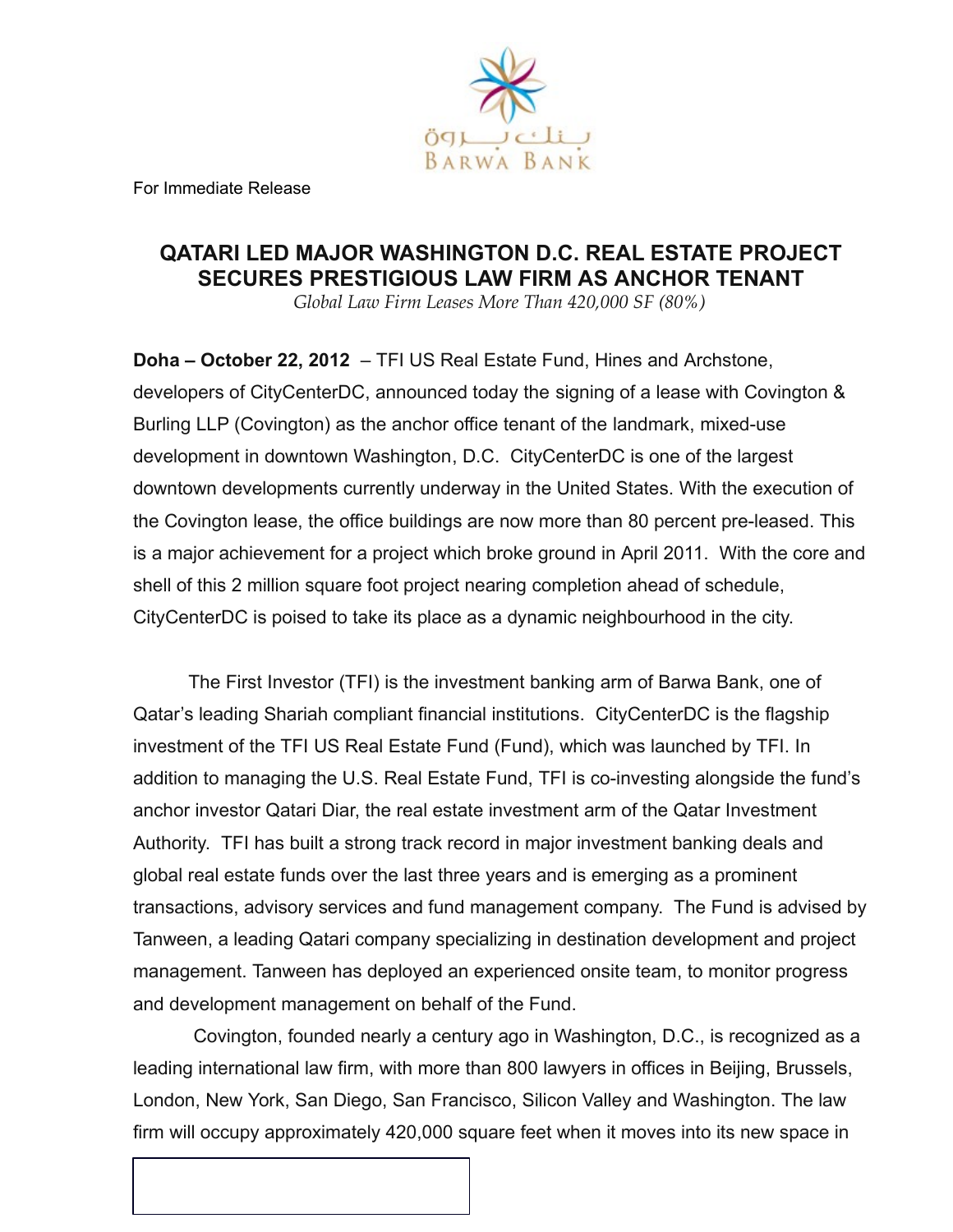بنك بروة
BARWA BANK

For Immediate Release

# QATARI LED MAJOR WASHINGTON D.C. REAL ESTATE PROJECT SECURES PRESTIGIOUS LAW FIRM AS ANCHOR TENANT

*Global Law Firm Leases More Than 420,000 SF (80%)*

**Doha – October 22, 2012** – TFI US Real Estate Fund, Hines and Archstone, developers of CityCenterDC, announced today the signing of a lease with Covington & Burling LLP (Covington) as the anchor office tenant of the landmark, mixed-use development in downtown Washington, D.C. CityCenterDC is one of the largest downtown developments currently underway in the United States. With the execution of the Covington lease, the office buildings are now more than 80 percent pre-leased. This is a major achievement for a project which broke ground in April 2011. With the core and shell of this 2 million square foot project nearing completion ahead of schedule, CityCenterDC is poised to take its place as a dynamic neighbourhood in the city.

The First Investor (TFI) is the investment banking arm of Barwa Bank, one of Qatar's leading Shariah compliant financial institutions. CityCenterDC is the flagship investment of the TFI US Real Estate Fund (Fund), which was launched by TFI. In addition to managing the U.S. Real Estate Fund, TFI is co-investing alongside the fund's anchor investor Qatari Diar, the real estate investment arm of the Qatar Investment Authority. TFI has built a strong track record in major investment banking deals and global real estate funds over the last three years and is emerging as a prominent transactions, advisory services and fund management company. The Fund is advised by Tanween, a leading Qatari company specializing in destination development and project management. Tanween has deployed an experienced onsite team, to monitor progress and development management on behalf of the Fund.

Covington, founded nearly a century ago in Washington, D.C., is recognized as a leading international law firm, with more than 800 lawyers in offices in Beijing, Brussels, London, New York, San Diego, San Francisco, Silicon Valley and Washington. The law firm will occupy approximately 420,000 square feet when it moves into its new space in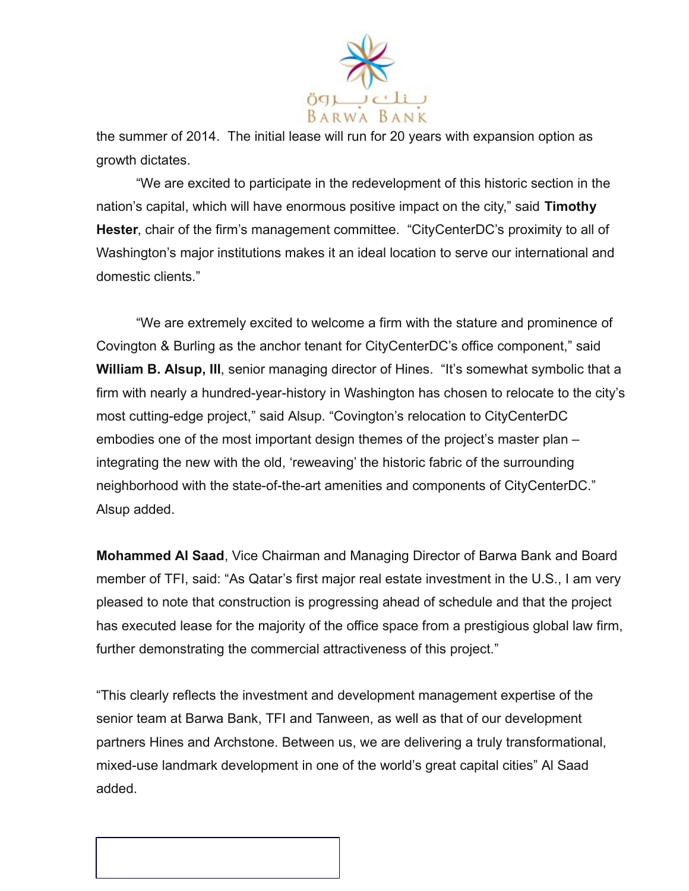the summer of 2014. The initial lease will run for 20 years with expansion option as growth dictates.

“We are excited to participate in the redevelopment of this historic section in the nation’s capital, which will have enormous positive impact on the city,” said **Timothy Hester**, chair of the firm’s management committee. “CityCenterDC’s proximity to all of Washington’s major institutions makes it an ideal location to serve our international and domestic clients.”

“We are extremely excited to welcome a firm with the stature and prominence of Covington & Burling as the anchor tenant for CityCenterDC’s office component,” said **William B. Alsup, III**, senior managing director of Hines. “It’s somewhat symbolic that a firm with nearly a hundred-year-history in Washington has chosen to relocate to the city’s most cutting-edge project,” said Alsup. “Covington’s relocation to CityCenterDC embodies one of the most important design themes of the project’s master plan – integrating the new with the old, ‘reweaving’ the historic fabric of the surrounding neighborhood with the state-of-the-art amenities and components of CityCenterDC.” Alsup added.

**Mohammed Al Saad**, Vice Chairman and Managing Director of Barwa Bank and Board member of TFI, said: “As Qatar’s first major real estate investment in the U.S., I am very pleased to note that construction is progressing ahead of schedule and that the project has executed lease for the majority of the office space from a prestigious global law firm, further demonstrating the commercial attractiveness of this project.”

“This clearly reflects the investment and development management expertise of the senior team at Barwa Bank, TFI and Tanween, as well as that of our development partners Hines and Archstone. Between us, we are delivering a truly transformational, mixed-use landmark development in one of the world’s great capital cities” Al Saad added.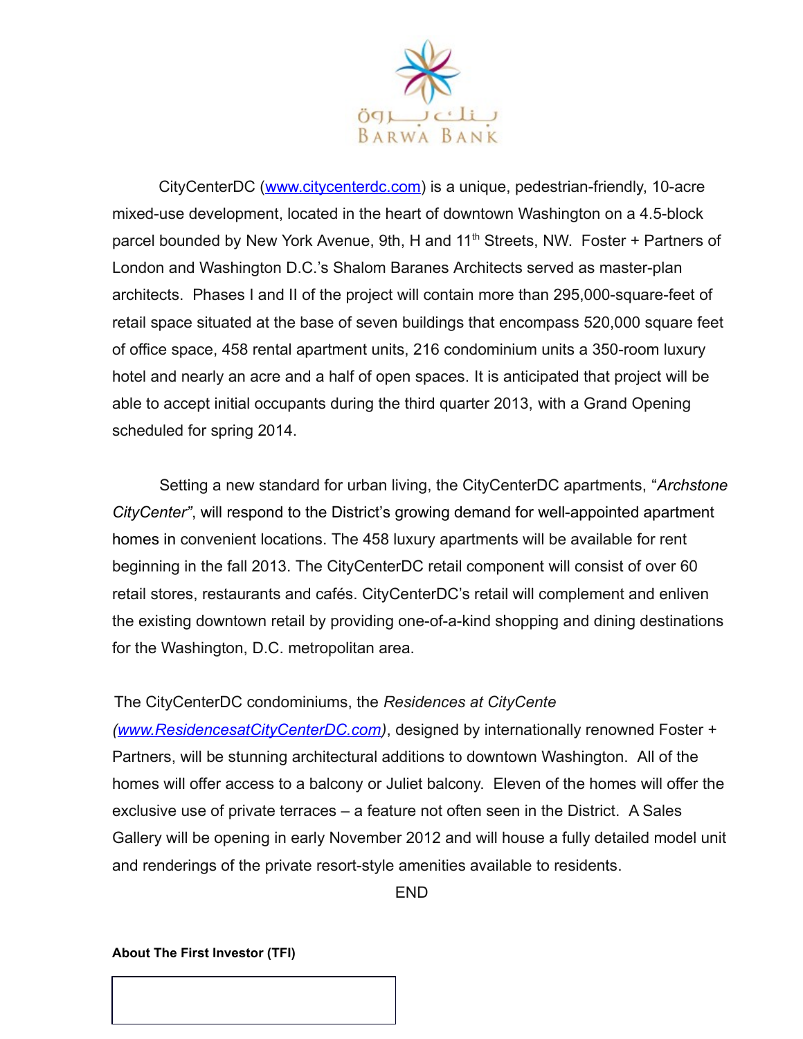CityCenterDC (www.citycenterdc.com) is a unique, pedestrian-friendly, 10-acre mixed-use development, located in the heart of downtown Washington on a 4.5-block parcel bounded by New York Avenue, 9th, H and 11th Streets, NW. Foster + Partners of London and Washington D.C.'s Shalom Baranes Architects served as master-plan architects. Phases I and II of the project will contain more than 295,000-square-feet of retail space situated at the base of seven buildings that encompass 520,000 square feet of office space, 458 rental apartment units, 216 condominium units a 350-room luxury hotel and nearly an acre and a half of open spaces. It is anticipated that project will be able to accept initial occupants during the third quarter 2013, with a Grand Opening scheduled for spring 2014.

Setting a new standard for urban living, the CityCenterDC apartments, "*Archstone CityCenter*", will respond to the District's growing demand for well-appointed apartment homes in convenient locations. The 458 luxury apartments will be available for rent beginning in the fall 2013. The CityCenterDC retail component will consist of over 60 retail stores, restaurants and cafés. CityCenterDC's retail will complement and enliven the existing downtown retail by providing one-of-a-kind shopping and dining destinations for the Washington, D.C. metropolitan area.

The CityCenterDC condominiums, the *Residences at CityCente (www.ResidencesatCityCenterDC.com)*, designed by internationally renowned Foster + Partners, will be stunning architectural additions to downtown Washington. All of the homes will offer access to a balcony or Juliet balcony. Eleven of the homes will offer the exclusive use of private terraces – a feature not often seen in the District. A Sales Gallery will be opening in early November 2012 and will house a fully detailed model unit and renderings of the private resort-style amenities available to residents.

END

**About The First Investor (TFI)**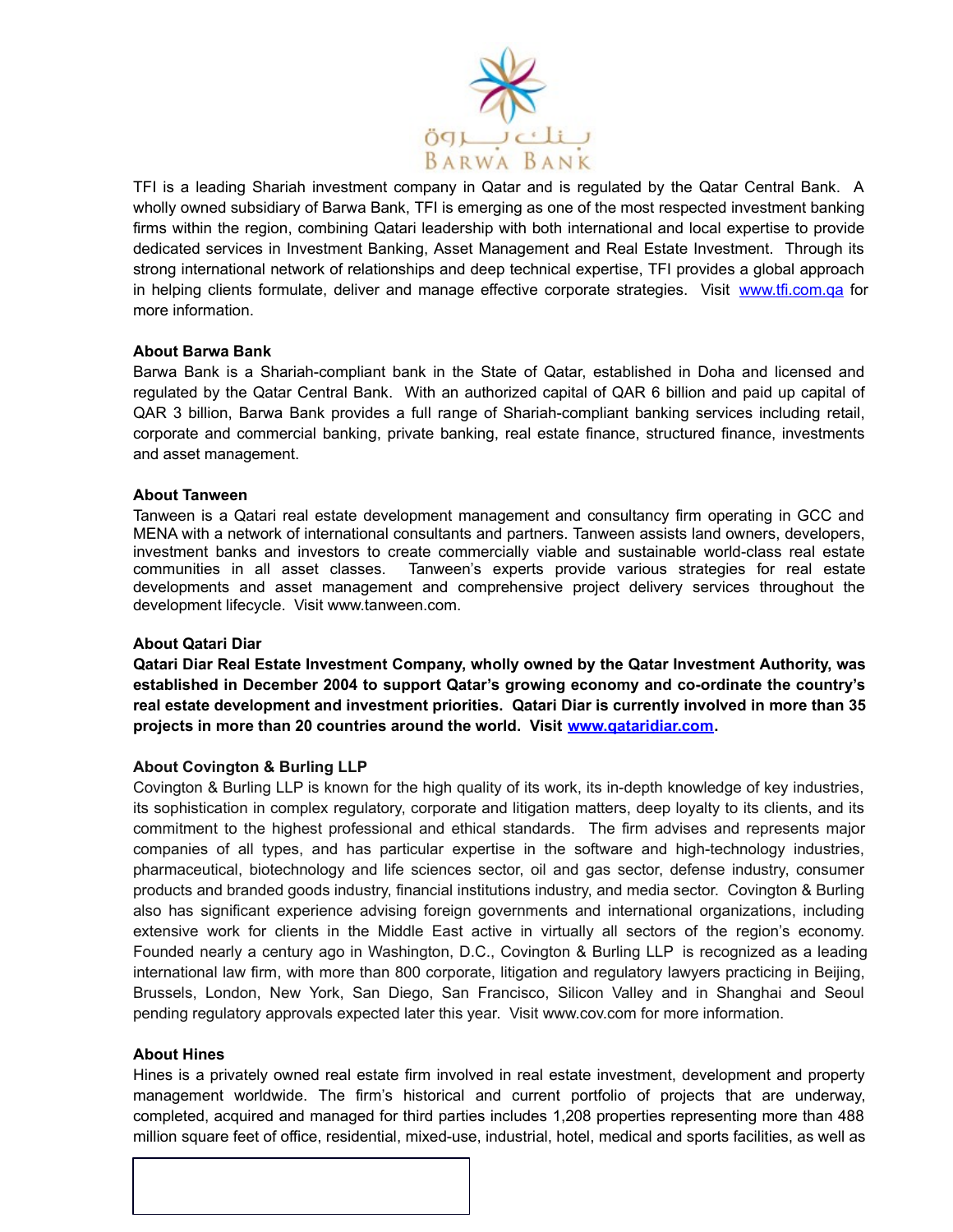TFI is a leading Shariah investment company in Qatar and is regulated by the Qatar Central Bank. A wholly owned subsidiary of Barwa Bank, TFI is emerging as one of the most respected investment banking firms within the region, combining Qatari leadership with both international and local expertise to provide dedicated services in Investment Banking, Asset Management and Real Estate Investment. Through its strong international network of relationships and deep technical expertise, TFI provides a global approach in helping clients formulate, deliver and manage effective corporate strategies. Visit [www.tfi.com.qa](http://www.tfi.com.qa) for more information.

**About Barwa Bank**

Barwa Bank is a Shariah-compliant bank in the State of Qatar, established in Doha and licensed and regulated by the Qatar Central Bank. With an authorized capital of QAR 6 billion and paid up capital of QAR 3 billion, Barwa Bank provides a full range of Shariah-compliant banking services including retail, corporate and commercial banking, private banking, real estate finance, structured finance, investments and asset management.

**About Tanween**

Tanween is a Qatari real estate development management and consultancy firm operating in GCC and MENA with a network of international consultants and partners. Tanween assists land owners, developers, investment banks and investors to create commercially viable and sustainable world-class real estate communities in all asset classes. Tanween's experts provide various strategies for real estate developments and asset management and comprehensive project delivery services throughout the development lifecycle. Visit www.tanween.com.

**About Qatari Diar**

**Qatari Diar Real Estate Investment Company, wholly owned by the Qatar Investment Authority, was established in December 2004 to support Qatar's growing economy and co-ordinate the country's real estate development and investment priorities. Qatari Diar is currently involved in more than 35 projects in more than 20 countries around the world. Visit [www.qataridiar.com](http://www.qataridiar.com).**

**About Covington & Burling LLP**

Covington & Burling LLP is known for the high quality of its work, its in-depth knowledge of key industries, its sophistication in complex regulatory, corporate and litigation matters, deep loyalty to its clients, and its commitment to the highest professional and ethical standards. The firm advises and represents major companies of all types, and has particular expertise in the software and high-technology industries, pharmaceutical, biotechnology and life sciences sector, oil and gas sector, defense industry, consumer products and branded goods industry, financial institutions industry, and media sector. Covington & Burling also has significant experience advising foreign governments and international organizations, including extensive work for clients in the Middle East active in virtually all sectors of the region's economy. Founded nearly a century ago in Washington, D.C., Covington & Burling LLP is recognized as a leading international law firm, with more than 800 corporate, litigation and regulatory lawyers practicing in Beijing, Brussels, London, New York, San Diego, San Francisco, Silicon Valley and in Shanghai and Seoul pending regulatory approvals expected later this year. Visit www.cov.com for more information.

**About Hines**

Hines is a privately owned real estate firm involved in real estate investment, development and property management worldwide. The firm's historical and current portfolio of projects that are underway, completed, acquired and managed for third parties includes 1,208 properties representing more than 488 million square feet of office, residential, mixed-use, industrial, hotel, medical and sports facilities, as well as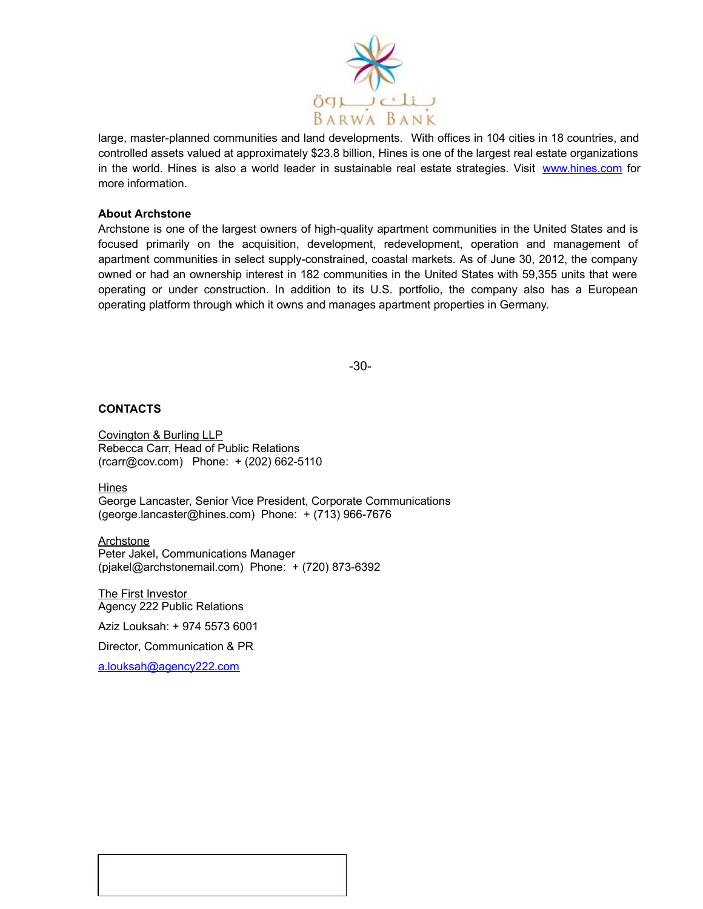large, master-planned communities and land developments. With offices in 104 cities in 18 countries, and controlled assets valued at approximately $23.8 billion, Hines is one of the largest real estate organizations in the world. Hines is also a world leader in sustainable real estate strategies. Visit [www.hines.com](http://www.hines.com) for more information.

**About Archstone**

Archstone is one of the largest owners of high-quality apartment communities in the United States and is focused primarily on the acquisition, development, redevelopment, operation and management of apartment communities in select supply-constrained, coastal markets. As of June 30, 2012, the company owned or had an ownership interest in 182 communities in the United States with 59,355 units that were operating or under construction. In addition to its U.S. portfolio, the company also has a European operating platform through which it owns and manages apartment properties in Germany.

-30-

**CONTACTS**

Covington & Burling LLP
Rebecca Carr, Head of Public Relations
(rcarr@cov.com) Phone: + (202) 662-5110

Hines
George Lancaster, Senior Vice President, Corporate Communications
(george.lancaster@hines.com) Phone: + (713) 966-7676

Archstone
Peter Jakel, Communications Manager
(pjakel@archstonemail.com) Phone: + (720) 873-6392

The First Investor
Agency 222 Public Relations

Aziz Louksah: + 974 5573 6001

Director, Communication & PR

[a.louksah@agency222.com](mailto:a.louksah@agency222.com)